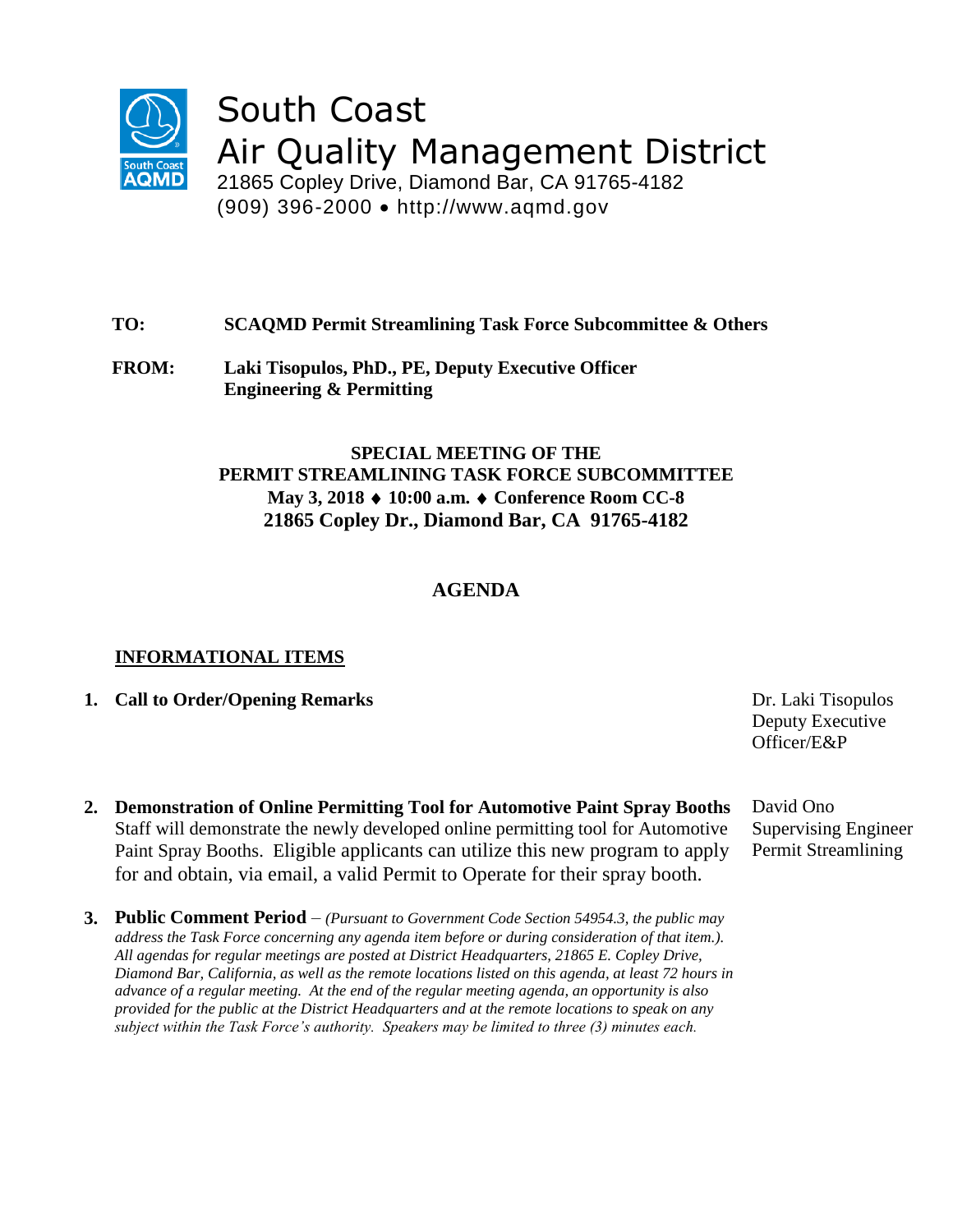# South Coast Air Quality Management District

21865 Copley Drive, Diamond Bar, CA 91765-4182
(909) 396-2000 • http://www.aqmd.gov

**TO:** **SCAQMD Permit Streamlining Task Force Subcommittee & Others**

**FROM:** **Laki Tisopulos, PhD., PE, Deputy Executive Officer Engineering & Permitting**

**SPECIAL MEETING OF THE**
**PERMIT STREAMLINING TASK FORCE SUBCOMMITTEE**
**May 3, 2018 ♦ 10:00 a.m. ♦ Conference Room CC-8**
**21865 Copley Dr., Diamond Bar, CA 91765-4182**

## AGENDA

### INFORMATIONAL ITEMS

1. **Call to Order/Opening Remarks** — Dr. Laki Tisopulos, Deputy Executive Officer/E&P

2. **Demonstration of Online Permitting Tool for Automotive Paint Spray Booths** — David Ono, Supervising Engineer, Permit Streamlining
   Staff will demonstrate the newly developed online permitting tool for Automotive Paint Spray Booths. Eligible applicants can utilize this new program to apply for and obtain, via email, a valid Permit to Operate for their spray booth.

3. **Public Comment Period** – *(Pursuant to Government Code Section 54954.3, the public may address the Task Force concerning any agenda item before or during consideration of that item.). All agendas for regular meetings are posted at District Headquarters, 21865 E. Copley Drive, Diamond Bar, California, as well as the remote locations listed on this agenda, at least 72 hours in advance of a regular meeting. At the end of the regular meeting agenda, an opportunity is also provided for the public at the District Headquarters and at the remote locations to speak on any subject within the Task Force's authority. Speakers may be limited to three (3) minutes each.*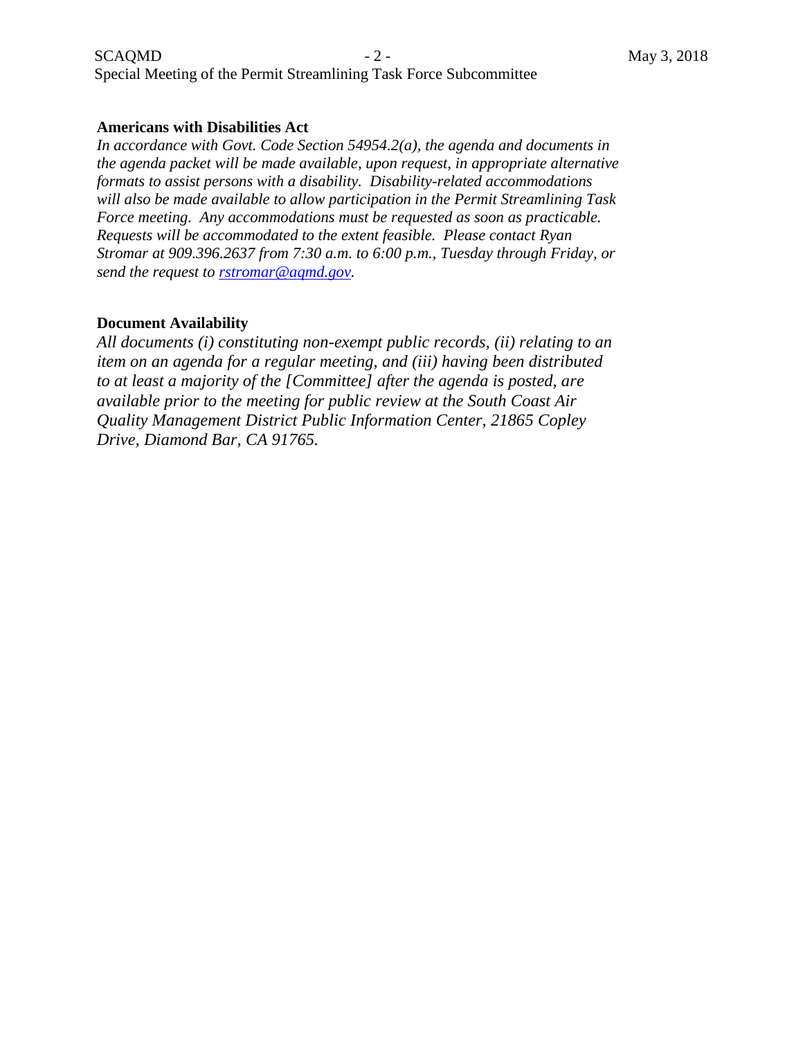**Americans with Disabilities Act**

*In accordance with Govt. Code Section 54954.2(a), the agenda and documents in the agenda packet will be made available, upon request, in appropriate alternative formats to assist persons with a disability. Disability-related accommodations will also be made available to allow participation in the Permit Streamlining Task Force meeting. Any accommodations must be requested as soon as practicable. Requests will be accommodated to the extent feasible. Please contact Ryan Stromar at 909.396.2637 from 7:30 a.m. to 6:00 p.m., Tuesday through Friday, or send the request to rstromar@aqmd.gov.*

**Document Availability**

*All documents (i) constituting non-exempt public records, (ii) relating to an item on an agenda for a regular meeting, and (iii) having been distributed to at least a majority of the [Committee] after the agenda is posted, are available prior to the meeting for public review at the South Coast Air Quality Management District Public Information Center, 21865 Copley Drive, Diamond Bar, CA 91765.*